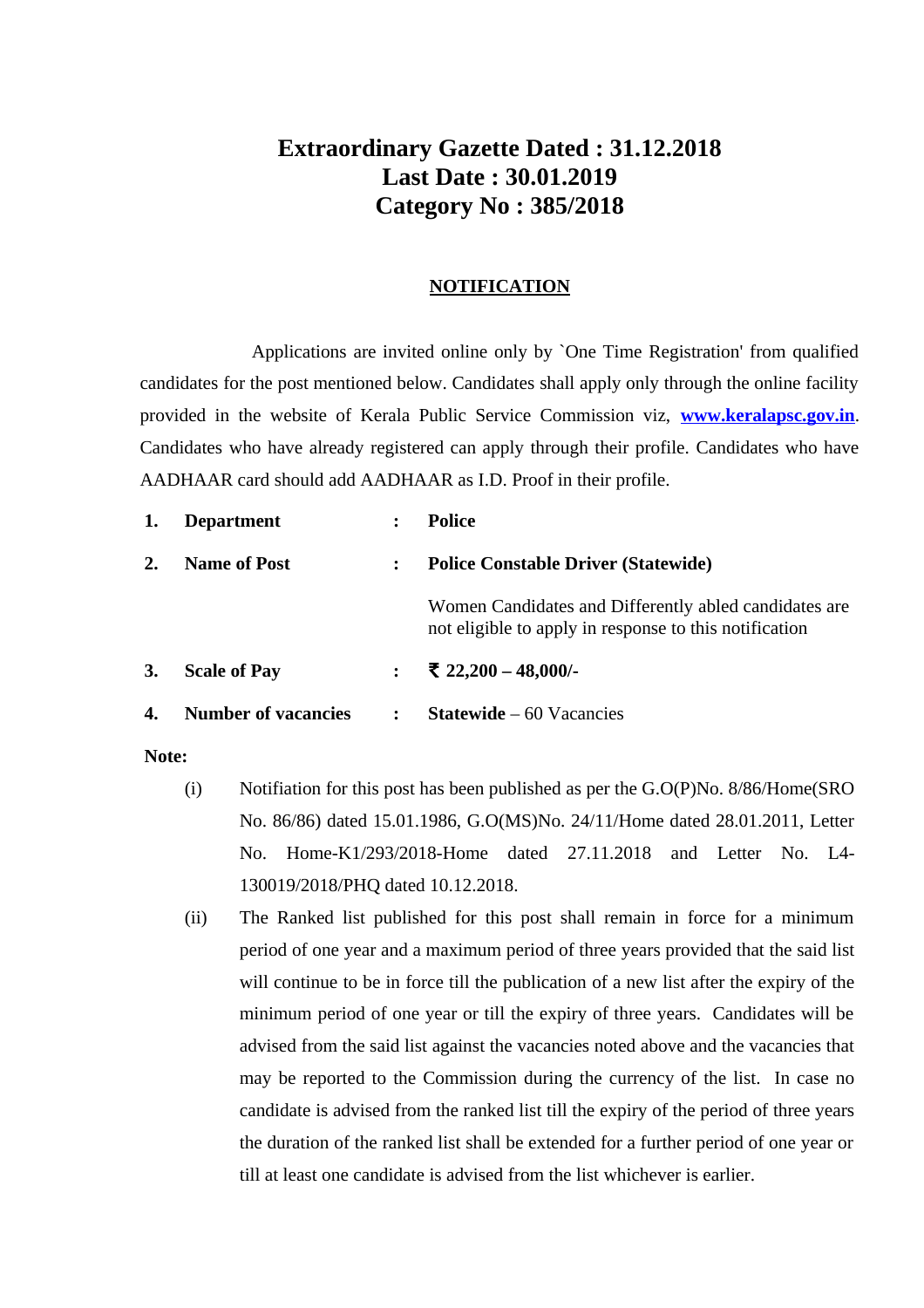# Extraordinary Gazette Dated : 31.12.2018
# Last Date : 30.01.2019
# Category No : 385/2018

## NOTIFICATION

Applications are invited online only by `One Time Registration' from qualified candidates for the post mentioned below. Candidates shall apply only through the online facility provided in the website of Kerala Public Service Commission viz, **www.keralapsc.gov.in**. Candidates who have already registered can apply through their profile. Candidates who have AADHAAR card should add AADHAAR as I.D. Proof in their profile.

| | | | |
|---|---|---|---|
| **1.** | **Department** | **:** | **Police** |
| **2.** | **Name of Post** | **:** | **Police Constable Driver (Statewide)** |
| | | | Women Candidates and Differently abled candidates are not eligible to apply in response to this notification |
| **3.** | **Scale of Pay** | **:** | **₹ 22,200 – 48,000/-** |
| **4.** | **Number of vacancies** | **:** | **Statewide** – 60 Vacancies |

**Note:**

(i) Notifation for this post has been published as per the G.O(P)No. 8/86/Home(SRO No. 86/86) dated 15.01.1986, G.O(MS)No. 24/11/Home dated 28.01.2011, Letter No. Home-K1/293/2018-Home dated 27.11.2018 and Letter No. L4-130019/2018/PHQ dated 10.12.2018.

(ii) The Ranked list published for this post shall remain in force for a minimum period of one year and a maximum period of three years provided that the said list will continue to be in force till the publication of a new list after the expiry of the minimum period of one year or till the expiry of three years. Candidates will be advised from the said list against the vacancies noted above and the vacancies that may be reported to the Commission during the currency of the list. In case no candidate is advised from the ranked list till the expiry of the period of three years the duration of the ranked list shall be extended for a further period of one year or till at least one candidate is advised from the list whichever is earlier.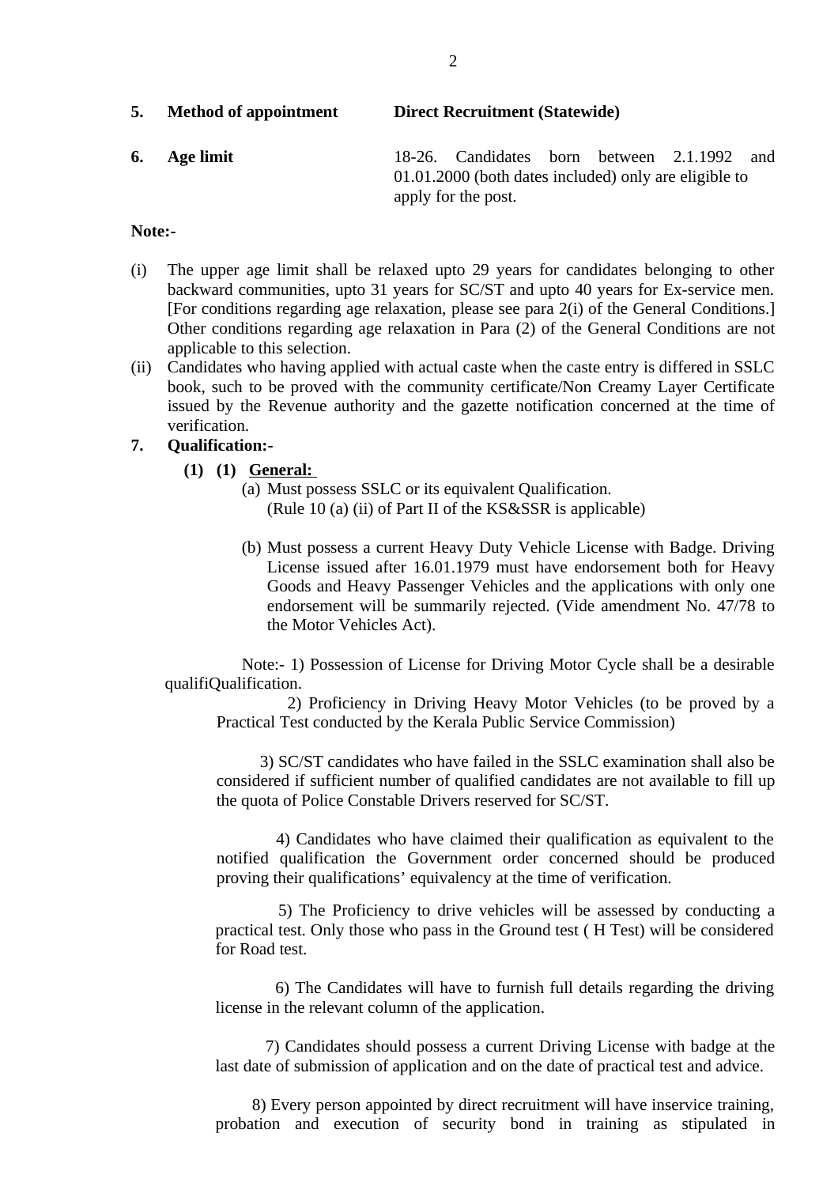**5. Method of appointment** **Direct Recruitment (Statewide)**

**6. Age limit** 18-26. Candidates born between 2.1.1992 and 01.01.2000 (both dates included) only are eligible to apply for the post.

**Note:-**

(i) The upper age limit shall be relaxed upto 29 years for candidates belonging to other backward communities, upto 31 years for SC/ST and upto 40 years for Ex-service men. [For conditions regarding age relaxation, please see para 2(i) of the General Conditions.] Other conditions regarding age relaxation in Para (2) of the General Conditions are not applicable to this selection.

(ii) Candidates who having applied with actual caste when the caste entry is differed in SSLC book, such to be proved with the community certificate/Non Creamy Layer Certificate issued by the Revenue authority and the gazette notification concerned at the time of verification.

**7. Qualification:-**

**(1) (1) General:**

(a) Must possess SSLC or its equivalent Qualification. (Rule 10 (a) (ii) of Part II of the KS&SSR is applicable)

(b) Must possess a current Heavy Duty Vehicle License with Badge. Driving License issued after 16.01.1979 must have endorsement both for Heavy Goods and Heavy Passenger Vehicles and the applications with only one endorsement will be summarily rejected. (Vide amendment No. 47/78 to the Motor Vehicles Act).

Note:- 1) Possession of License for Driving Motor Cycle shall be a desirable qualifiQualification.

2) Proficiency in Driving Heavy Motor Vehicles (to be proved by a Practical Test conducted by the Kerala Public Service Commission)

3) SC/ST candidates who have failed in the SSLC examination shall also be considered if sufficient number of qualified candidates are not available to fill up the quota of Police Constable Drivers reserved for SC/ST.

4) Candidates who have claimed their qualification as equivalent to the notified qualification the Government order concerned should be produced proving their qualifications' equivalency at the time of verification.

5) The Proficiency to drive vehicles will be assessed by conducting a practical test. Only those who pass in the Ground test ( H Test) will be considered for Road test.

6) The Candidates will have to furnish full details regarding the driving license in the relevant column of the application.

7) Candidates should possess a current Driving License with badge at the last date of submission of application and on the date of practical test and advice.

8) Every person appointed by direct recruitment will have inservice training, probation and execution of security bond in training as stipulated in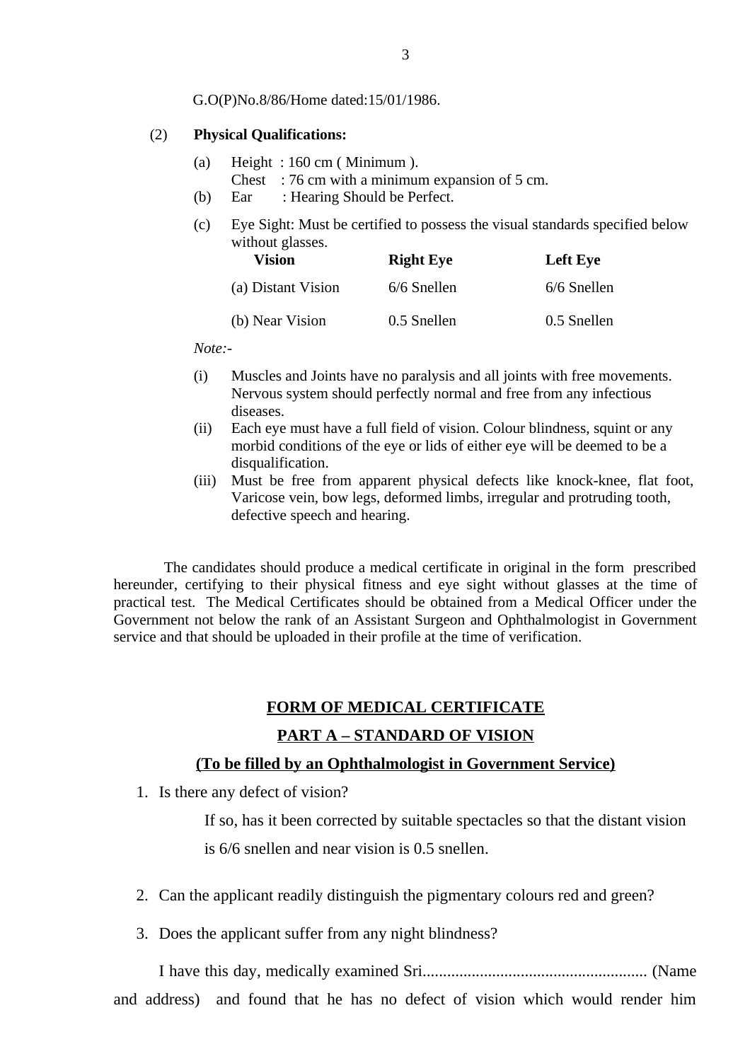G.O(P)No.8/86/Home dated:15/01/1986.

(2) **Physical Qualifications:**

(a) Height : 160 cm ( Minimum ).
Chest : 76 cm with a minimum expansion of 5 cm.

(b) Ear : Hearing Should be Perfect.

(c) Eye Sight: Must be certified to possess the visual standards specified below without glasses.

| Vision | Right Eye | Left Eye |
|---|---|---|
| (a) Distant Vision | 6/6 Snellen | 6/6 Snellen |
| (b) Near Vision | 0.5 Snellen | 0.5 Snellen |

*Note:-*

(i) Muscles and Joints have no paralysis and all joints with free movements. Nervous system should perfectly normal and free from any infectious diseases.

(ii) Each eye must have a full field of vision. Colour blindness, squint or any morbid conditions of the eye or lids of either eye will be deemed to be a disqualification.

(iii) Must be free from apparent physical defects like knock-knee, flat foot, Varicose vein, bow legs, deformed limbs, irregular and protruding tooth, defective speech and hearing.

The candidates should produce a medical certificate in original in the form prescribed hereunder, certifying to their physical fitness and eye sight without glasses at the time of practical test. The Medical Certificates should be obtained from a Medical Officer under the Government not below the rank of an Assistant Surgeon and Ophthalmologist in Government service and that should be uploaded in their profile at the time of verification.

## FORM OF MEDICAL CERTIFICATE

## PART A – STANDARD OF VISION

### (To be filled by an Ophthalmologist in Government Service)

1. Is there any defect of vision?

   If so, has it been corrected by suitable spectacles so that the distant vision is 6/6 snellen and near vision is 0.5 snellen.

2. Can the applicant readily distinguish the pigmentary colours red and green?

3. Does the applicant suffer from any night blindness?

I have this day, medically examined Sri...................................................... (Name and address) and found that he has no defect of vision which would render him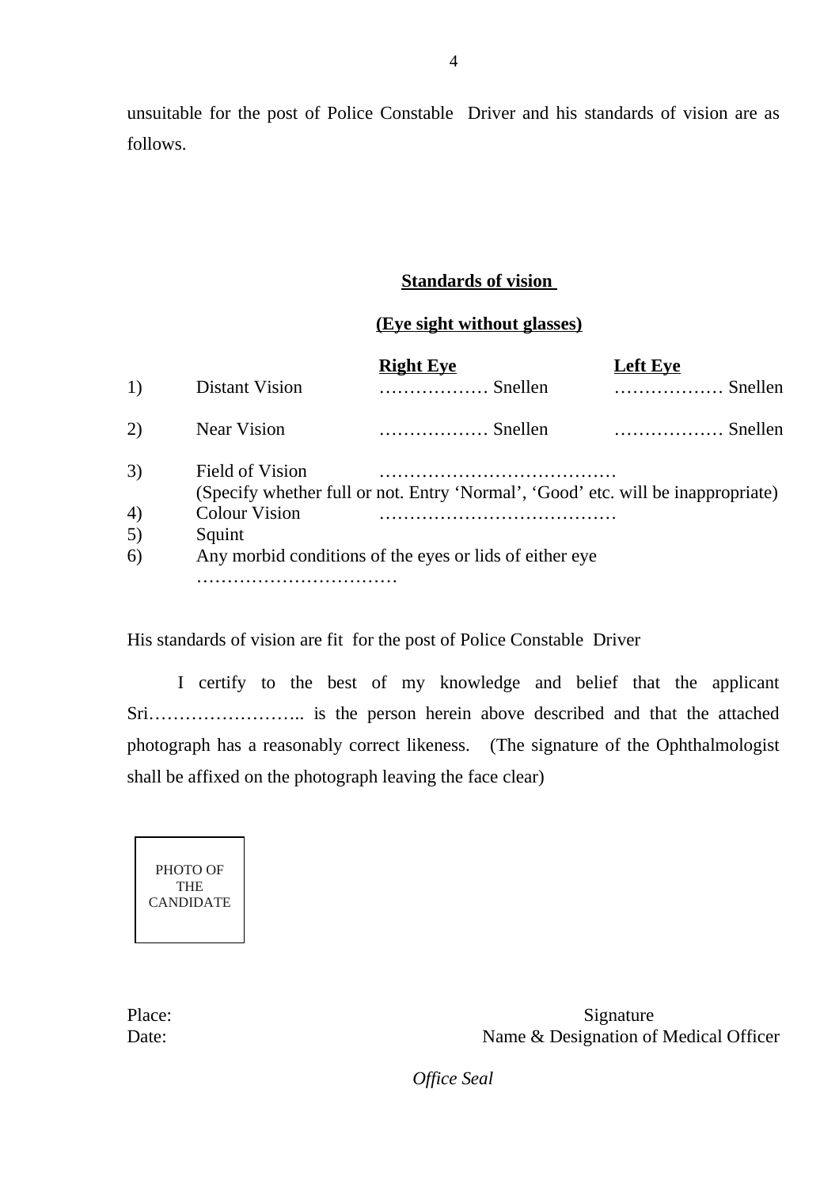unsuitable for the post of Police Constable  Driver and his standards of vision are as follows.

**Standards of vision**

**(Eye sight without glasses)**

| | | **Right Eye** | **Left Eye** |
|---|---|---|---|
| 1) | Distant Vision | ……………… Snellen | ……………… Snellen |
| 2) | Near Vision | ……………… Snellen | ……………… Snellen |

3) Field of Vision …………………………………
   (Specify whether full or not. Entry 'Normal', 'Good' etc. will be inappropriate)

4) Colour Vision …………………………………

5) Squint

6) Any morbid conditions of the eyes or lids of either eye
   ……………………………

His standards of vision are fit  for the post of Police Constable  Driver

I certify to the best of my knowledge and belief that the applicant Sri…………………….. is the person herein above described and that the attached photograph has a reasonably correct likeness.   (The signature of the Ophthalmologist shall be affixed on the photograph leaving the face clear)

PHOTO OF THE CANDIDATE

Place:  
Date:

Signature  
Name & Designation of Medical Officer

*Office Seal*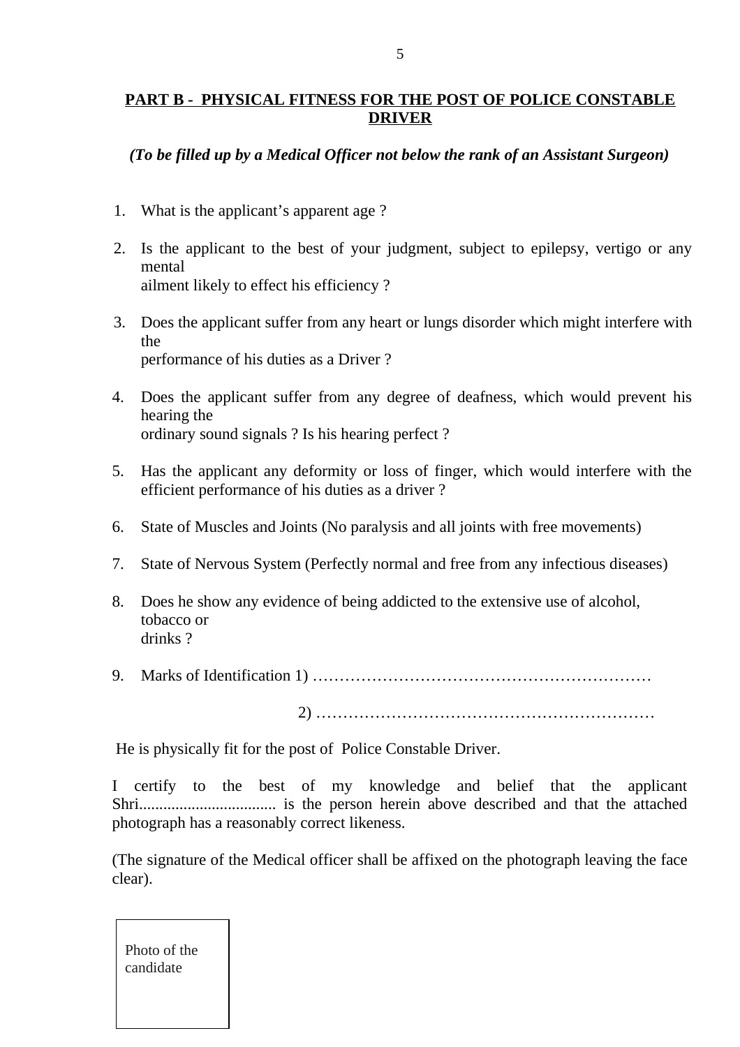**PART B - PHYSICAL FITNESS FOR THE POST OF POLICE CONSTABLE DRIVER**

***(To be filled up by a Medical Officer not below the rank of an Assistant Surgeon)***

1. What is the applicant's apparent age ?
2. Is the applicant to the best of your judgment, subject to epilepsy, vertigo or any mental
   ailment likely to effect his efficiency ?
3. Does the applicant suffer from any heart or lungs disorder which might interfere with the
   performance of his duties as a Driver ?
4. Does the applicant suffer from any degree of deafness, which would prevent his hearing the
   ordinary sound signals ? Is his hearing perfect ?
5. Has the applicant any deformity or loss of finger, which would interfere with the efficient performance of his duties as a driver ?
6. State of Muscles and Joints (No paralysis and all joints with free movements)
7. State of Nervous System (Perfectly normal and free from any infectious diseases)
8. Does he show any evidence of being addicted to the extensive use of alcohol, tobacco or
   drinks ?
9. Marks of Identification 1) ………………………………………………………

   2) ………………………………………………………

He is physically fit for the post of Police Constable Driver.

I certify to the best of my knowledge and belief that the applicant Shri.................................. is the person herein above described and that the attached photograph has a reasonably correct likeness.

(The signature of the Medical officer shall be affixed on the photograph leaving the face clear).

Photo of the candidate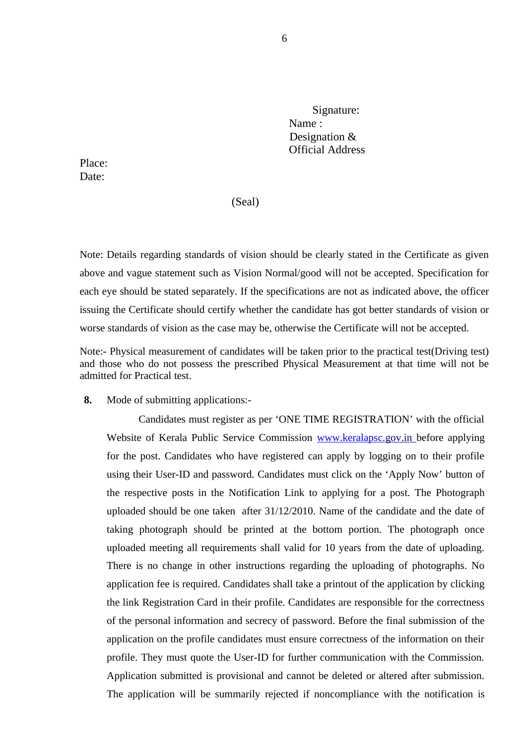Signature:  
Name :  
Designation &  
Official Address

Place:  
Date:

(Seal)

Note: Details regarding standards of vision should be clearly stated in the Certificate as given above and vague statement such as Vision Normal/good will not be accepted. Specification for each eye should be stated separately. If the specifications are not as indicated above, the officer issuing the Certificate should certify whether the candidate has got better standards of vision or worse standards of vision as the case may be, otherwise the Certificate will not be accepted.

Note:- Physical measurement of candidates will be taken prior to the practical test(Driving test) and those who do not possess the prescribed Physical Measurement at that time will not be admitted for Practical test.

**8.** Mode of submitting applications:-

Candidates must register as per 'ONE TIME REGISTRATION' with the official Website of Kerala Public Service Commission www.keralapsc.gov.in before applying for the post. Candidates who have registered can apply by logging on to their profile using their User-ID and password. Candidates must click on the 'Apply Now' button of the respective posts in the Notification Link to applying for a post. The Photograph uploaded should be one taken after 31/12/2010. Name of the candidate and the date of taking photograph should be printed at the bottom portion. The photograph once uploaded meeting all requirements shall valid for 10 years from the date of uploading. There is no change in other instructions regarding the uploading of photographs. No application fee is required. Candidates shall take a printout of the application by clicking the link Registration Card in their profile. Candidates are responsible for the correctness of the personal information and secrecy of password. Before the final submission of the application on the profile candidates must ensure correctness of the information on their profile. They must quote the User-ID for further communication with the Commission. Application submitted is provisional and cannot be deleted or altered after submission. The application will be summarily rejected if noncompliance with the notification is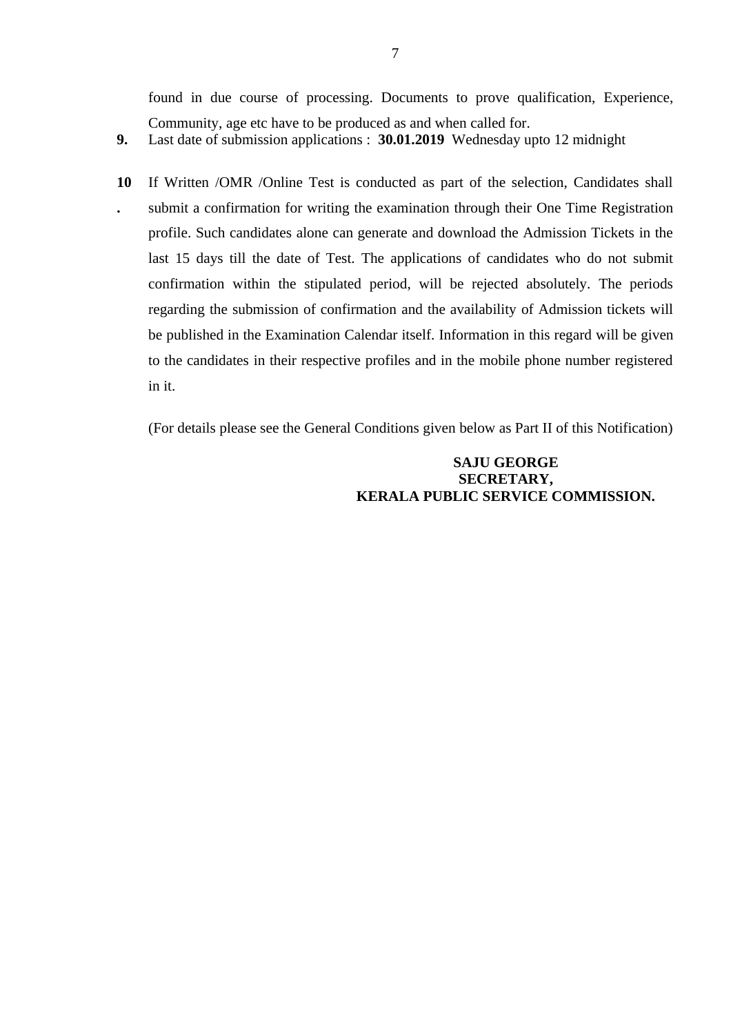found in due course of processing. Documents to prove qualification, Experience, Community, age etc have to be produced as and when called for.

**9.** Last date of submission applications : **30.01.2019** Wednesday upto 12 midnight

**10.** If Written /OMR /Online Test is conducted as part of the selection, Candidates shall submit a confirmation for writing the examination through their One Time Registration profile. Such candidates alone can generate and download the Admission Tickets in the last 15 days till the date of Test. The applications of candidates who do not submit confirmation within the stipulated period, will be rejected absolutely. The periods regarding the submission of confirmation and the availability of Admission tickets will be published in the Examination Calendar itself. Information in this regard will be given to the candidates in their respective profiles and in the mobile phone number registered in it.

(For details please see the General Conditions given below as Part II of this Notification)

**SAJU GEORGE**
**SECRETARY,**
**KERALA PUBLIC SERVICE COMMISSION.**